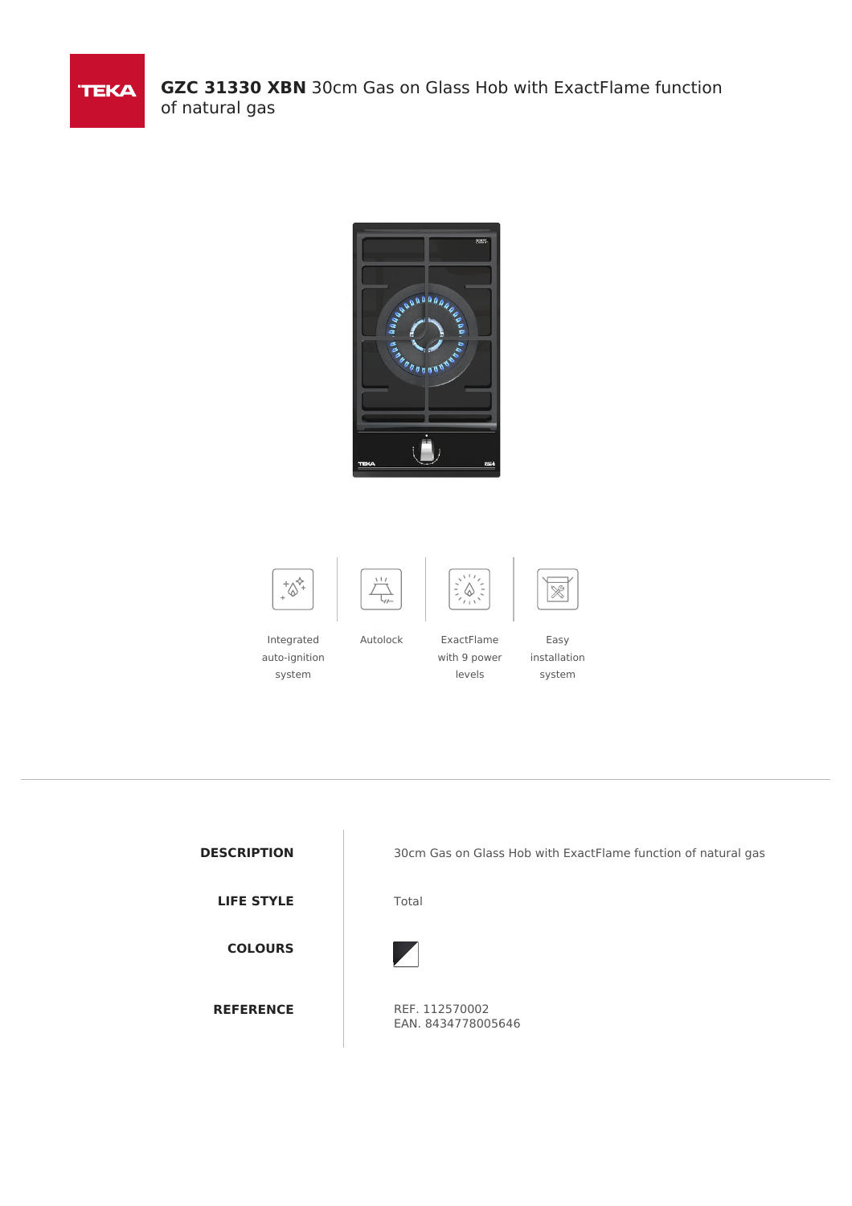# **GZC 31330 XBN** 30cm Gas on Glass Hob with ExactFlame function of natural gas

Integrated auto-ignition system

Autolock

ExactFlame with 9 power levels

Easy installation system

| | |
|---|---|
| **DESCRIPTION** | 30cm Gas on Glass Hob with ExactFlame function of natural gas |
| **LIFE STYLE** | Total |
| **COLOURS** | |
| **REFERENCE** | REF. 112570002<br>EAN. 8434778005646 |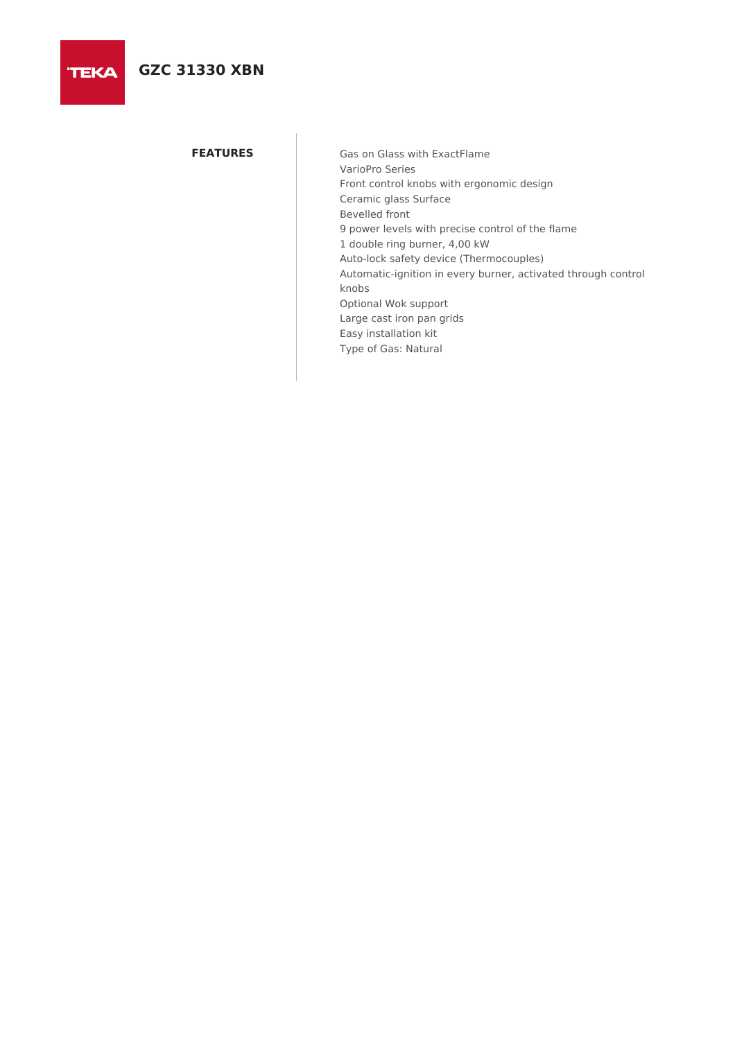# GZC 31330 XBN

## FEATURES

- Gas on Glass with ExactFlame
- VarioPro Series
- Front control knobs with ergonomic design
- Ceramic glass Surface
- Bevelled front
- 9 power levels with precise control of the flame
- 1 double ring burner, 4,00 kW
- Auto-lock safety device (Thermocouples)
- Automatic-ignition in every burner, activated through control knobs
- Optional Wok support
- Large cast iron pan grids
- Easy installation kit
- Type of Gas: Natural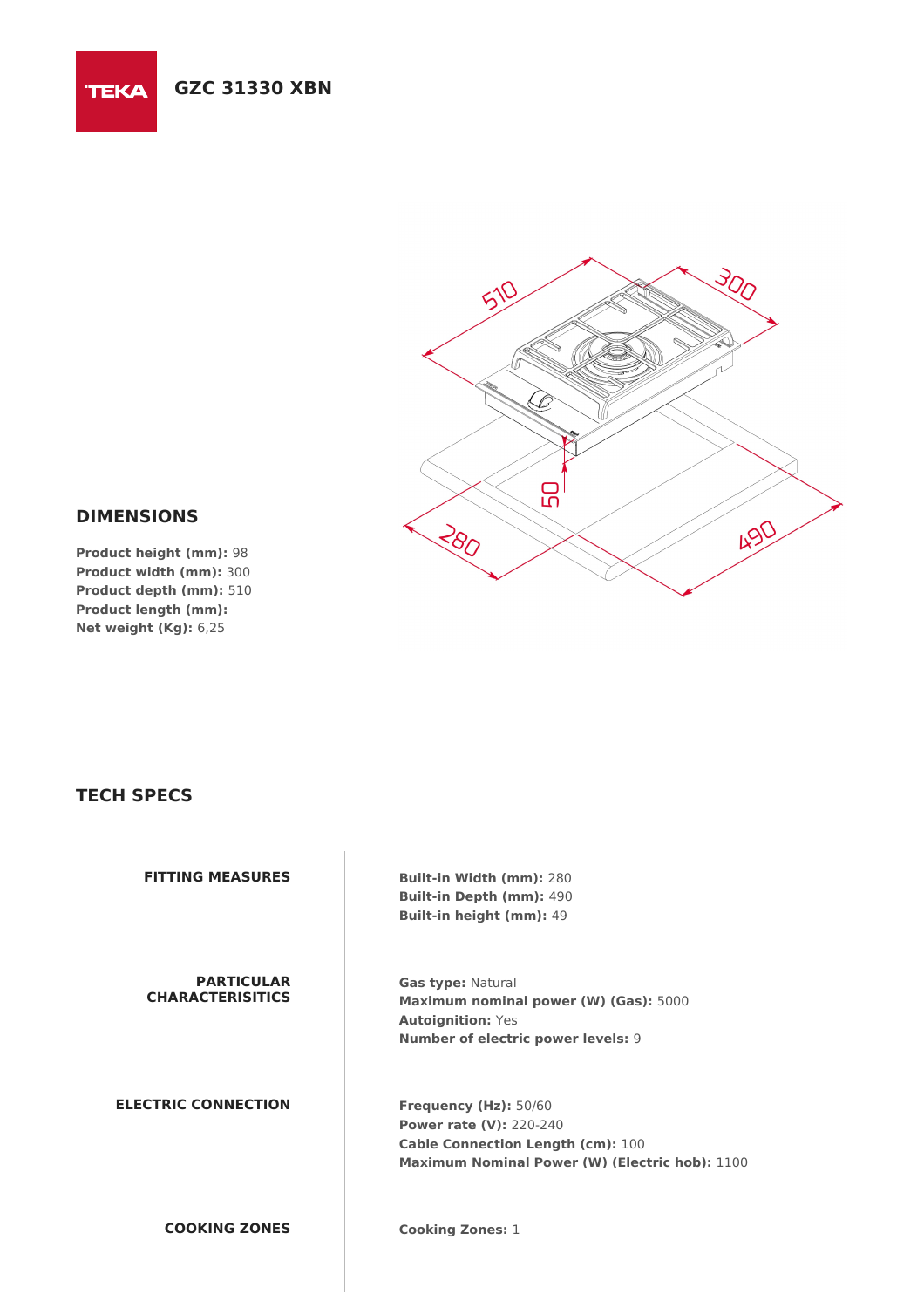# GZC 31330 XBN

## DIMENSIONS

**Product height (mm):** 98
**Product width (mm):** 300
**Product depth (mm):** 510
**Product length (mm):**
**Net weight (Kg):** 6,25

## TECH SPECS

### FITTING MEASURES

**Built-in Width (mm):** 280
**Built-in Depth (mm):** 490
**Built-in height (mm):** 49

### PARTICULAR CHARACTERISITICS

**Gas type:** Natural
**Maximum nominal power (W) (Gas):** 5000
**Autoignition:** Yes
**Number of electric power levels:** 9

### ELECTRIC CONNECTION

**Frequency (Hz):** 50/60
**Power rate (V):** 220-240
**Cable Connection Length (cm):** 100
**Maximum Nominal Power (W) (Electric hob):** 1100

### COOKING ZONES

**Cooking Zones:** 1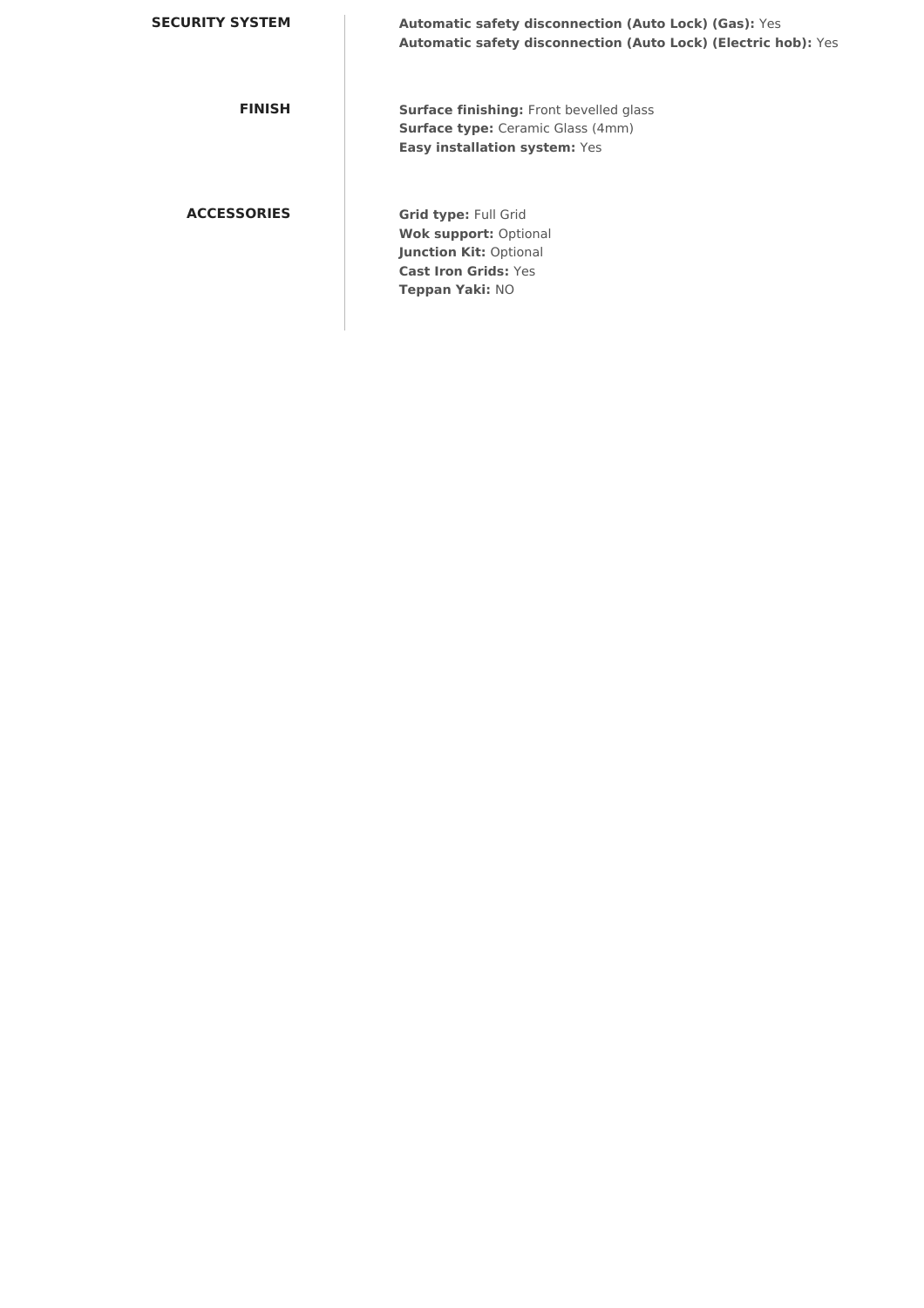## SECURITY SYSTEM

**Automatic safety disconnection (Auto Lock) (Gas):** Yes
**Automatic safety disconnection (Auto Lock) (Electric hob):** Yes

## FINISH

**Surface finishing:** Front bevelled glass
**Surface type:** Ceramic Glass (4mm)
**Easy installation system:** Yes

## ACCESSORIES

**Grid type:** Full Grid
**Wok support:** Optional
**Junction Kit:** Optional
**Cast Iron Grids:** Yes
**Teppan Yaki:** NO